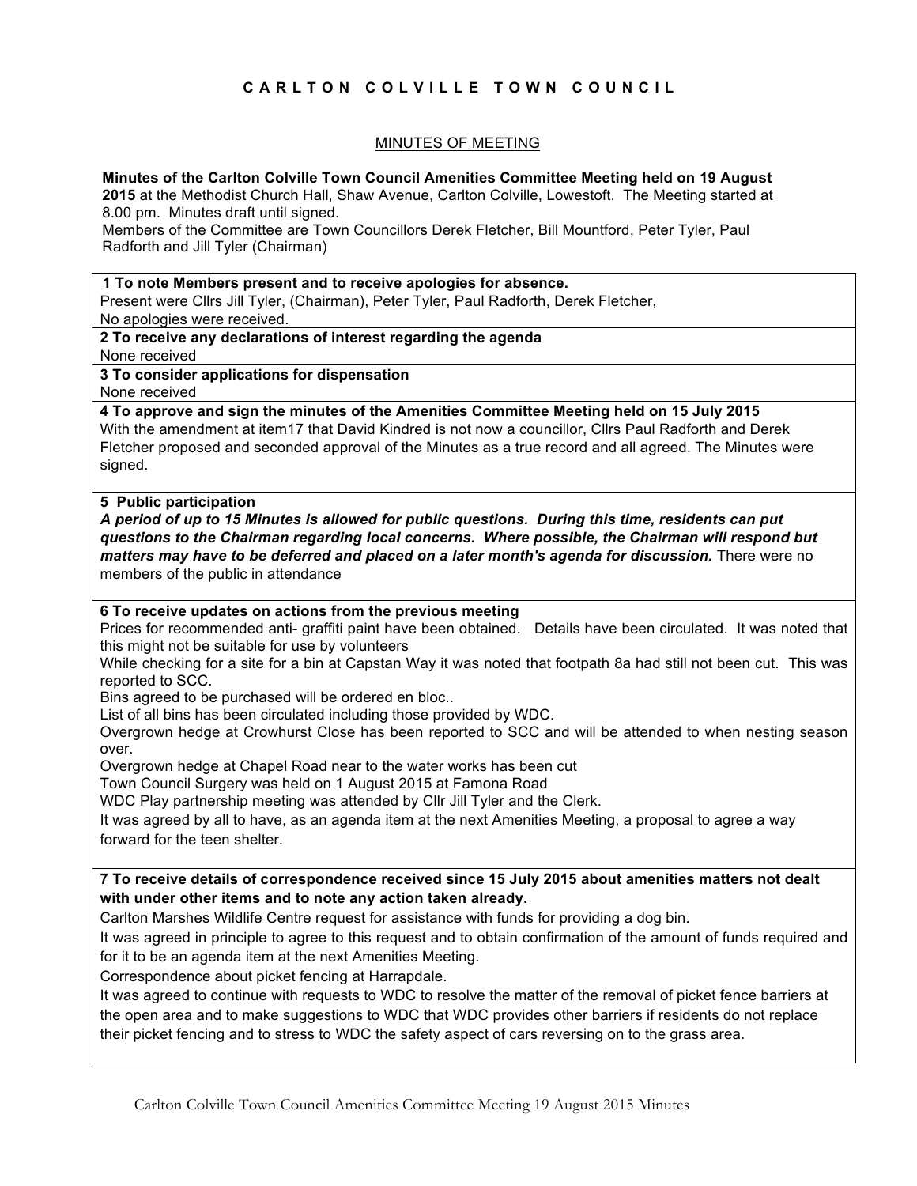# C A R L T O N   C O L V I L L E   T O W N   C O U N C I L

## MINUTES OF MEETING

**Minutes of the Carlton Colville Town Council Amenities Committee Meeting held on 19 August 2015** at the Methodist Church Hall, Shaw Avenue, Carlton Colville, Lowestoft. The Meeting started at 8.00 pm. Minutes draft until signed.
Members of the Committee are Town Councillors Derek Fletcher, Bill Mountford, Peter Tyler, Paul Radforth and Jill Tyler (Chairman)

**1 To note Members present and to receive apologies for absence.**
Present were Cllrs Jill Tyler, (Chairman), Peter Tyler, Paul Radforth, Derek Fletcher,
No apologies were received.

**2 To receive any declarations of interest regarding the agenda**
None received

**3 To consider applications for dispensation**
None received

**4 To approve and sign the minutes of the Amenities Committee Meeting held on 15 July 2015**
With the amendment at item17 that David Kindred is not now a councillor, Cllrs Paul Radforth and Derek Fletcher proposed and seconded approval of the Minutes as a true record and all agreed. The Minutes were signed.

**5 Public participation**
***A period of up to 15 Minutes is allowed for public questions. During this time, residents can put questions to the Chairman regarding local concerns. Where possible, the Chairman will respond but matters may have to be deferred and placed on a later month's agenda for discussion.*** There were no members of the public in attendance

**6 To receive updates on actions from the previous meeting**
Prices for recommended anti- graffiti paint have been obtained. Details have been circulated. It was noted that this might not be suitable for use by volunteers
While checking for a site for a bin at Capstan Way it was noted that footpath 8a had still not been cut. This was reported to SCC.
Bins agreed to be purchased will be ordered en bloc..
List of all bins has been circulated including those provided by WDC.
Overgrown hedge at Crowhurst Close has been reported to SCC and will be attended to when nesting season over.
Overgrown hedge at Chapel Road near to the water works has been cut
Town Council Surgery was held on 1 August 2015 at Famona Road
WDC Play partnership meeting was attended by Cllr Jill Tyler and the Clerk.
It was agreed by all to have, as an agenda item at the next Amenities Meeting, a proposal to agree a way forward for the teen shelter.

**7 To receive details of correspondence received since 15 July 2015 about amenities matters not dealt with under other items and to note any action taken already.**
Carlton Marshes Wildlife Centre request for assistance with funds for providing a dog bin.
It was agreed in principle to agree to this request and to obtain confirmation of the amount of funds required and for it to be an agenda item at the next Amenities Meeting.
Correspondence about picket fencing at Harrapdale.
It was agreed to continue with requests to WDC to resolve the matter of the removal of picket fence barriers at the open area and to make suggestions to WDC that WDC provides other barriers if residents do not replace their picket fencing and to stress to WDC the safety aspect of cars reversing on to the grass area.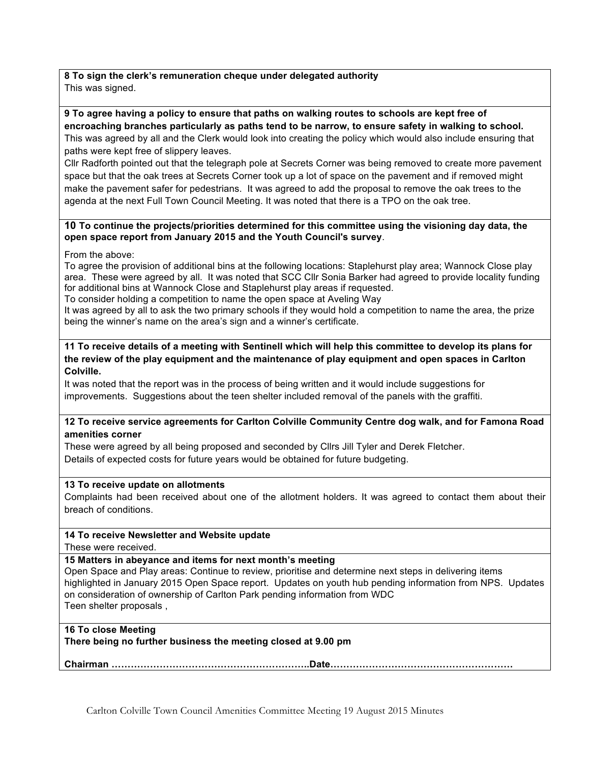**8 To sign the clerk's remuneration cheque under delegated authority**

This was signed.

**9 To agree having a policy to ensure that paths on walking routes to schools are kept free of encroaching branches particularly as paths tend to be narrow, to ensure safety in walking to school.**

This was agreed by all and the Clerk would look into creating the policy which would also include ensuring that paths were kept free of slippery leaves.

Cllr Radforth pointed out that the telegraph pole at Secrets Corner was being removed to create more pavement space but that the oak trees at Secrets Corner took up a lot of space on the pavement and if removed might make the pavement safer for pedestrians. It was agreed to add the proposal to remove the oak trees to the agenda at the next Full Town Council Meeting. It was noted that there is a TPO on the oak tree.

**10 To continue the projects/priorities determined for this committee using the visioning day data, the open space report from January 2015 and the Youth Council's survey**.

From the above:

To agree the provision of additional bins at the following locations: Staplehurst play area; Wannock Close play area. These were agreed by all. It was noted that SCC Cllr Sonia Barker had agreed to provide locality funding for additional bins at Wannock Close and Staplehurst play areas if requested.

To consider holding a competition to name the open space at Aveling Way

It was agreed by all to ask the two primary schools if they would hold a competition to name the area, the prize being the winner's name on the area's sign and a winner's certificate.

**11 To receive details of a meeting with Sentinell which will help this committee to develop its plans for the review of the play equipment and the maintenance of play equipment and open spaces in Carlton Colville.**

It was noted that the report was in the process of being written and it would include suggestions for improvements. Suggestions about the teen shelter included removal of the panels with the graffiti.

**12 To receive service agreements for Carlton Colville Community Centre dog walk, and for Famona Road amenities corner**

These were agreed by all being proposed and seconded by Cllrs Jill Tyler and Derek Fletcher.

Details of expected costs for future years would be obtained for future budgeting.

**13 To receive update on allotments**

Complaints had been received about one of the allotment holders. It was agreed to contact them about their breach of conditions.

**14 To receive Newsletter and Website update**

These were received.

**15 Matters in abeyance and items for next month's meeting**

Open Space and Play areas: Continue to review, prioritise and determine next steps in delivering items highlighted in January 2015 Open Space report. Updates on youth hub pending information from NPS. Updates on consideration of ownership of Carlton Park pending information from WDC

Teen shelter proposals ,

**16 To close Meeting**

**There being no further business the meeting closed at 9.00 pm**

**Chairman ……………………………………………………..Date…………………………………………………**

Carlton Colville Town Council Amenities Committee Meeting 19 August 2015 Minutes